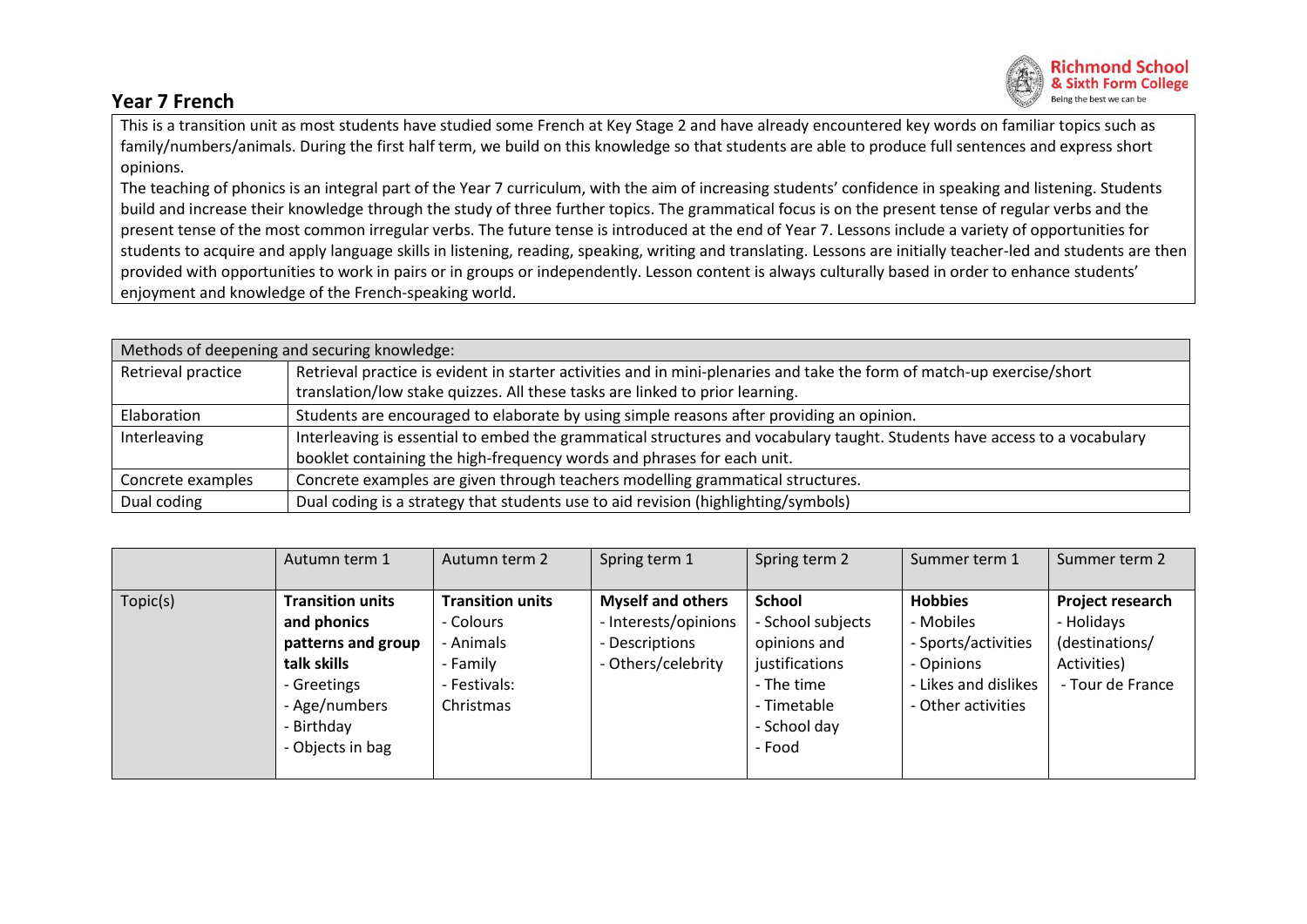## Year 7 French

This is a transition unit as most students have studied some French at Key Stage 2 and have already encountered key words on familiar topics such as family/numbers/animals. During the first half term, we build on this knowledge so that students are able to produce full sentences and express short opinions.
The teaching of phonics is an integral part of the Year 7 curriculum, with the aim of increasing students' confidence in speaking and listening. Students build and increase their knowledge through the study of three further topics. The grammatical focus is on the present tense of regular verbs and the present tense of the most common irregular verbs. The future tense is introduced at the end of Year 7. Lessons include a variety of opportunities for students to acquire and apply language skills in listening, reading, speaking, writing and translating. Lessons are initially teacher-led and students are then provided with opportunities to work in pairs or in groups or independently. Lesson content is always culturally based in order to enhance students' enjoyment and knowledge of the French-speaking world.

| Methods of deepening and securing knowledge: | |
|---|---|
| Retrieval practice | Retrieval practice is evident in starter activities and in mini-plenaries and take the form of match-up exercise/short translation/low stake quizzes. All these tasks are linked to prior learning. |
| Elaboration | Students are encouraged to elaborate by using simple reasons after providing an opinion. |
| Interleaving | Interleaving is essential to embed the grammatical structures and vocabulary taught. Students have access to a vocabulary booklet containing the high-frequency words and phrases for each unit. |
| Concrete examples | Concrete examples are given through teachers modelling grammatical structures. |
| Dual coding | Dual coding is a strategy that students use to aid revision (highlighting/symbols) |

| | Autumn term 1 | Autumn term 2 | Spring term 1 | Spring term 2 | Summer term 1 | Summer term 2 |
|---|---|---|---|---|---|---|
| Topic(s) | **Transition units and phonics patterns and group talk skills**<br>- Greetings<br>- Age/numbers<br>- Birthday<br>- Objects in bag | **Transition units**<br>- Colours<br>- Animals<br>- Family<br>- Festivals: Christmas | **Myself and others**<br>- Interests/opinions<br>- Descriptions<br>- Others/celebrity | **School**<br>- School subjects opinions and justifications<br>- The time<br>- Timetable<br>- School day<br>- Food | **Hobbies**<br>- Mobiles<br>- Sports/activities<br>- Opinions<br>- Likes and dislikes<br>- Other activities | **Project research**<br>- Holidays (destinations/ Activities)<br>- Tour de France |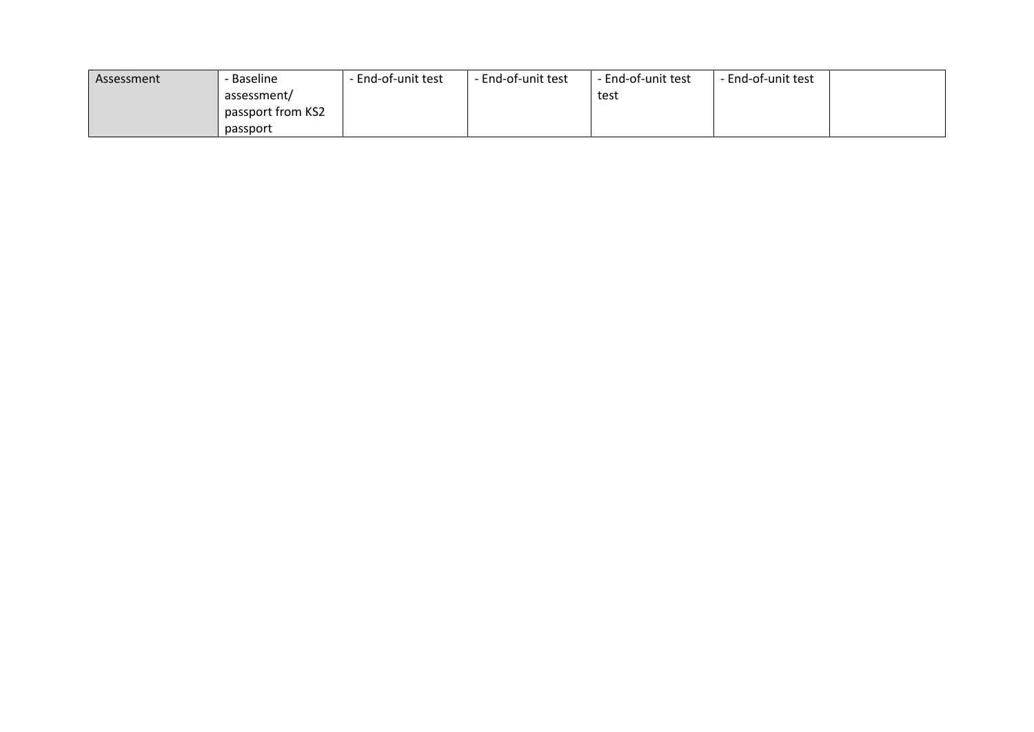| | | | | | | |
|---|---|---|---|---|---|---|
| Assessment | - Baseline assessment/ passport from KS2 passport | - End-of-unit test | - End-of-unit test | - End-of-unit test test | - End-of-unit test | |